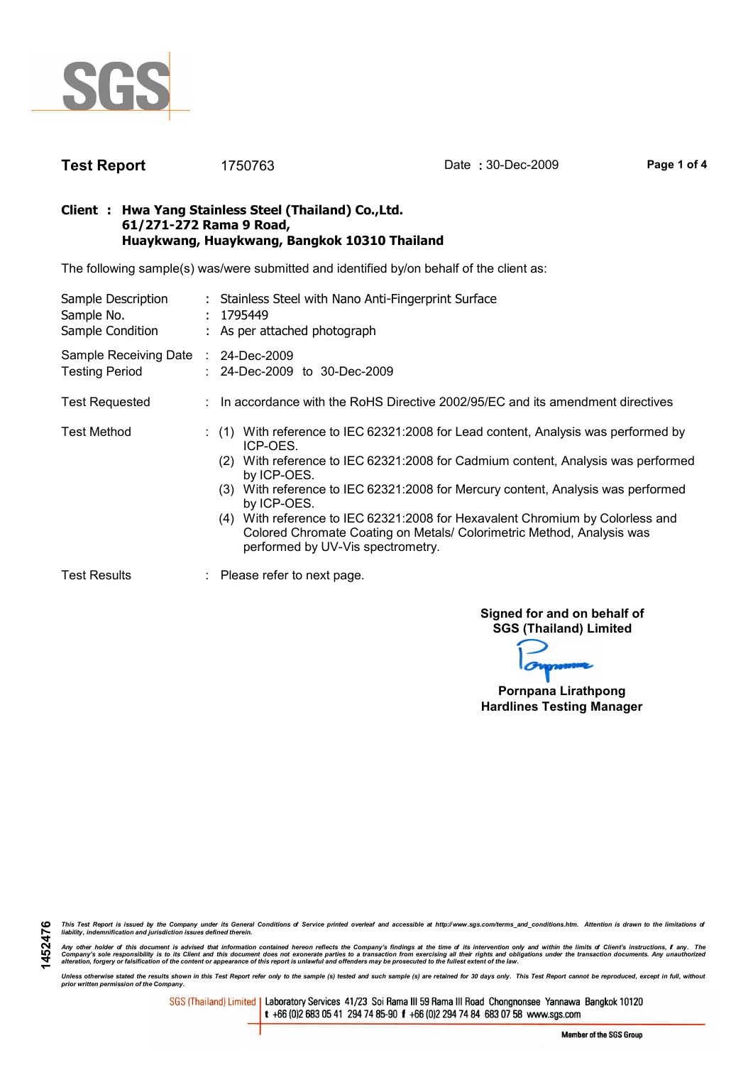SGS

**Test Report** 1750763 Date : 30-Dec-2009

**Client : Hwa Yang Stainless Steel (Thailand) Co.,Ltd.**
**61/271-272 Rama 9 Road,**
**Huaykwang, Huaykwang, Bangkok 10310 Thailand**

The following sample(s) was/were submitted and identified by/on behalf of the client as:

Sample Description : Stainless Steel with Nano Anti-Fingerprint Surface
Sample No. : 1795449
Sample Condition : As per attached photograph

Sample Receiving Date : 24-Dec-2009
Testing Period : 24-Dec-2009 to 30-Dec-2009

Test Requested : In accordance with the RoHS Directive 2002/95/EC and its amendment directives

Test Method :
(1) With reference to IEC 62321:2008 for Lead content, Analysis was performed by ICP-OES.
(2) With reference to IEC 62321:2008 for Cadmium content, Analysis was performed by ICP-OES.
(3) With reference to IEC 62321:2008 for Mercury content, Analysis was performed by ICP-OES.
(4) With reference to IEC 62321:2008 for Hexavalent Chromium by Colorless and Colored Chromate Coating on Metals/ Colorimetric Method, Analysis was performed by UV-Vis spectrometry.

Test Results : Please refer to next page.

**Signed for and on behalf of**
**SGS (Thailand) Limited**

**Pornpana Lirathpong**
**Hardlines Testing Manager**

1452476

*This Test Report is issued by the Company under its General Conditions of Service printed overleaf and accessible at http://www.sgs.com/terms_and_conditions.htm. Attention is drawn to the limitations of liability, indemnification and jurisdiction issues defined therein.*

*Any other holder of this document is advised that information contained hereon reflects the Company's findings at the time of its intervention only and within the limits of Client's instructions, if any. The Company's sole responsibility is to its Client and this document does not exonerate parties to a transaction from exercising all their rights and obligations under the transaction documents. Any unauthorized alteration, forgery or falsification of the content or appearance of this report is unlawful and offenders may be prosecuted to the fullest extent of the law.*

*Unless otherwise stated the results shown in this Test Report refer only to the sample (s) tested and such sample(s) are retained for 30 days only. This Test Report cannot be reproduced, except in full, without prior written permission of the Company.*

SGS (Thailand) Limited | Laboratory Services 41/23 Soi Rama III 59 Rama III Road Chongnonsee Yannawa Bangkok 10120
t +66 (0)2 683 05 41 294 74 85-90 f +66 (0)2 294 74 84 683 07 58 www.sgs.com

Member of the SGS Group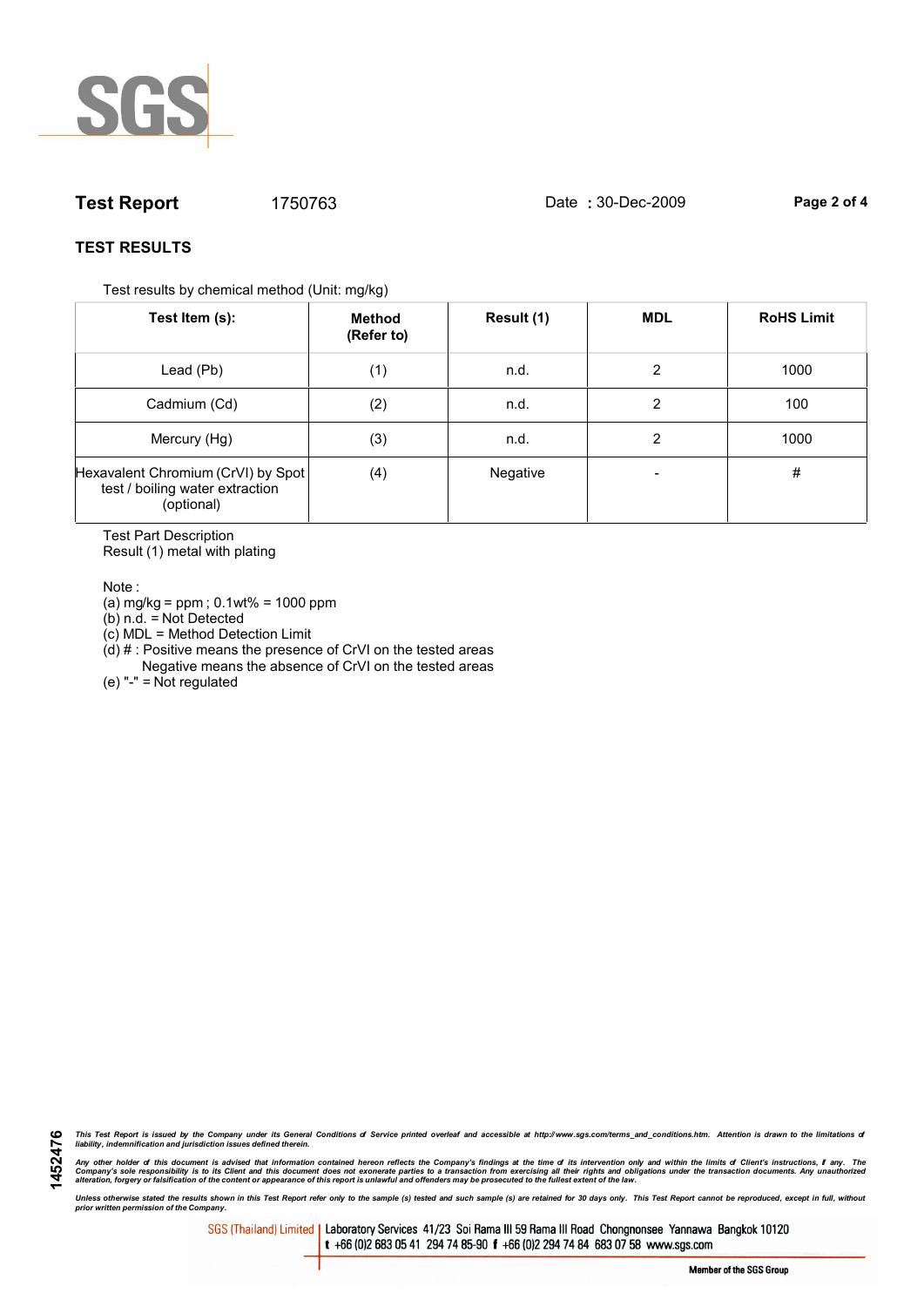**Test Report** 1750763 Date : 30-Dec-2009

## TEST RESULTS

Test results by chemical method (Unit: mg/kg)

| Test Item (s): | Method (Refer to) | Result (1) | MDL | RoHS Limit |
|---|---|---|---|---|
| Lead (Pb) | (1) | n.d. | 2 | 1000 |
| Cadmium (Cd) | (2) | n.d. | 2 | 100 |
| Mercury (Hg) | (3) | n.d. | 2 | 1000 |
| Hexavalent Chromium (CrVI) by Spot test / boiling water extraction (optional) | (4) | Negative | - | # |

Test Part Description
Result (1) metal with plating

Note :
(a) mg/kg = ppm ; 0.1wt% = 1000 ppm
(b) n.d. = Not Detected
(c) MDL = Method Detection Limit
(d) # : Positive means the presence of CrVI on the tested areas
Negative means the absence of CrVI on the tested areas
(e) "-" = Not regulated

*This Test Report is issued by the Company under its General Conditions of Service printed overleaf and accessible at http://www.sgs.com/terms_and_conditions.htm. Attention is drawn to the limitations of liability, indemnification and jurisdiction issues defined therein.*

*Any other holder of this document is advised that information contained hereon reflects the Company's findings at the time of its intervention only and within the limits of Client's instructions, if any. The Company's sole responsibility is to its Client and this document does not exonerate parties to a transaction from exercising all their rights and obligations under the transaction documents. Any unauthorized alteration, forgery or falsification of the content or appearance of this report is unlawful and offenders may be prosecuted to the fullest extent of the law.*

*Unless otherwise stated the results shown in this Test Report refer only to the sample (s) tested and such sample (s) are retained for 30 days only. This Test Report cannot be reproduced, except in full, without prior written permission of the Company.*

1452476

SGS (Thailand) Limited | Laboratory Services 41/23 Soi Rama III 59 Rama III Road Chongnonsee Yannawa Bangkok 10120
t +66 (0)2 683 05 41 294 74 85-90 f +66 (0)2 294 74 84 683 07 58 www.sgs.com

Member of the SGS Group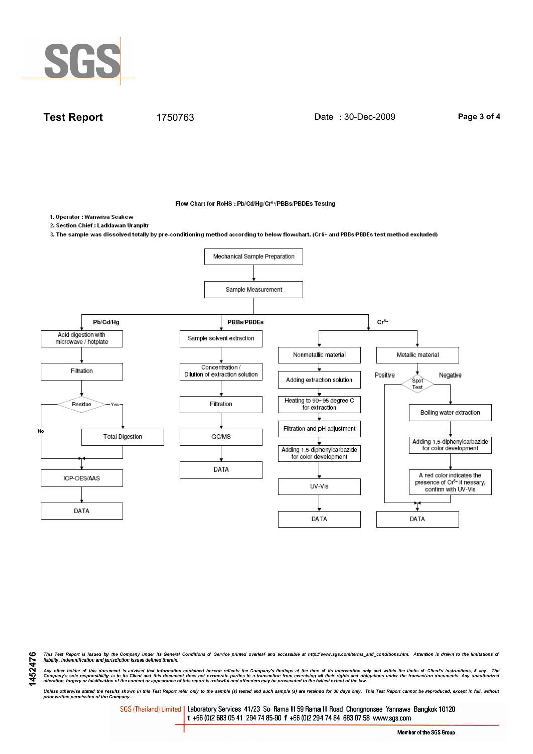**Test Report** 1750763 Date : 30-Dec-2009

### Flow Chart for RoHS : Pb/Cd/Hg/$Cr^{6+}$/PBBs/PBDEs Testing

1. Operator : Wanwisa Seakew
2. Section Chief : Laddawan Uranpitr
3. The sample was dissolved totally by pre-conditioning method according to below flowchart. (Cr6+ and PBBs/PBDEs test method excluded)

Mechanical Sample Preparation → Sample Measurement

**Pb/Cd/Hg**

- Acid digestion with microwave / hotplate
- Filtration
- Residue — Yes → Total Digestion → ICP-OES/AAS; No → ICP-OES/AAS
- ICP-OES/AAS
- DATA

**PBBs/PBDEs**

- Sample solvent extraction
- Concentration / Dilution of extraction solution
- Filtration
- GC/MS
- DATA

**$Cr^{6+}$**

Nonmetallic material:

- Adding extraction solution
- Heating to 90~95 degree C for extraction
- Filtration and pH adjustment
- Adding 1,5-diphenylcarbazide for color development
- UV-Vis
- DATA

Metallic material:

- Spot Test — Positive → DATA; Negative → Boiling water extraction
- Boiling water extraction
- Adding 1,5-diphenylcarbazide for color development
- A red color indicates the presence of $Cr^{6+}$ if nessary, confirm with UV-Vis
- DATA

1452476

*This Test Report is issued by the Company under its General Conditions of Service printed overleaf and accessible at http://www.sgs.com/terms_and_conditions.htm. Attention is drawn to the limitations of liability, indemnification and jurisdiction issues defined therein.*

*Any other holder of this document is advised that information contained hereon reflects the Company's findings at the time of its intervention only and within the limits of Client's instructions, if any. The Company's sole responsibility is to its Client and this document does not exonerate parties to a transaction from exercising all their rights and obligations under the transaction documents. Any unauthorized alteration, forgery or falsification of the content or appearance of this report is unlawful and offenders may be prosecuted to the fullest extent of the law.*

*Unless otherwise stated the results shown in this Test Report refer only to the sample (s) tested and such sample (s) are retained for 30 days only. This Test Report cannot be reproduced, except in full, without prior written permission of the Company.*

SGS (Thailand) Limited | Laboratory Services 41/23 Soi Rama III 59 Rama III Road Chongnonsee Yannawa Bangkok 10120
t +66 (0)2 683 05 41 294 74 85-90 f +66 (0)2 294 74 84 683 07 58 www.sgs.com

Member of the SGS Group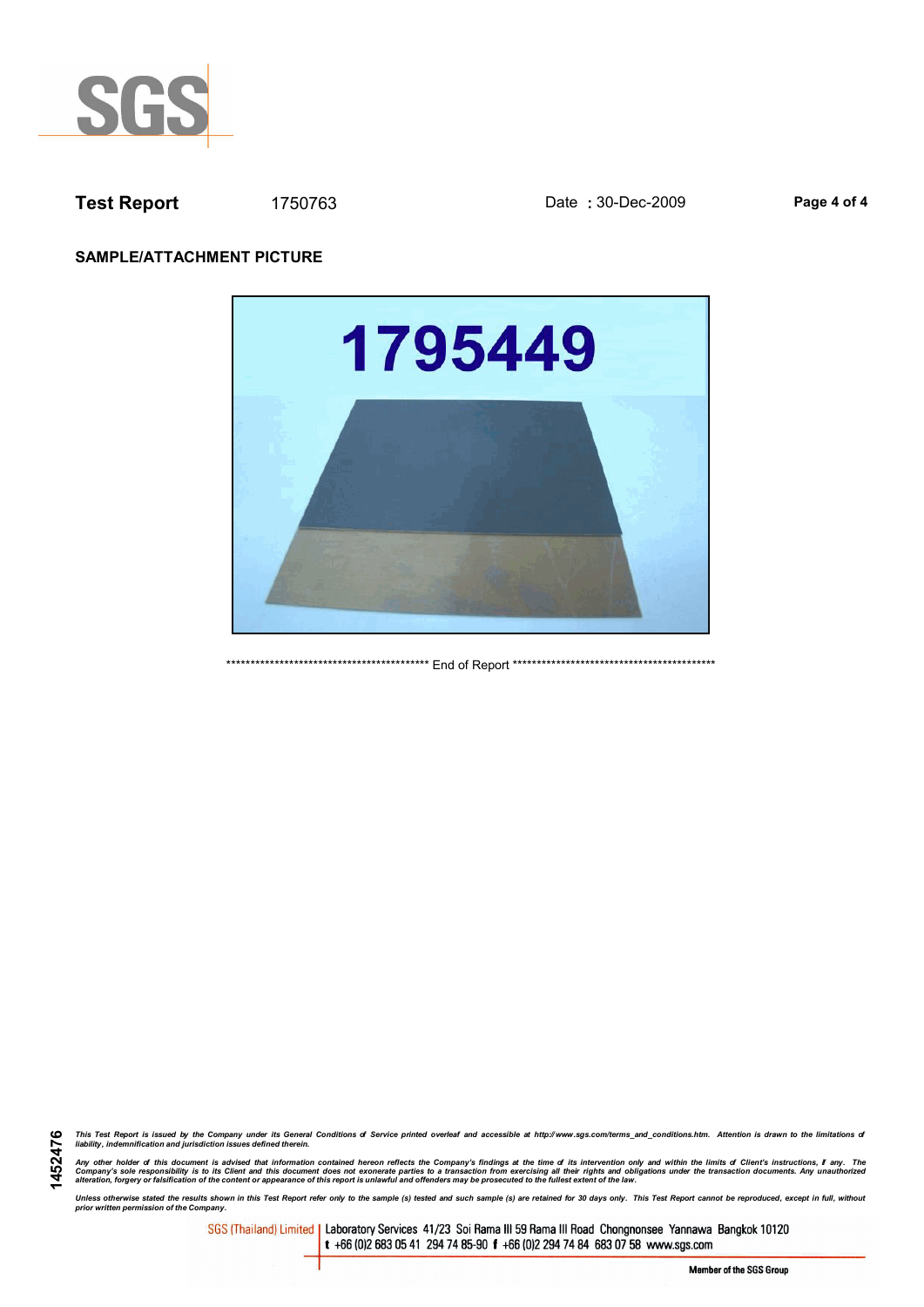**Test Report** 1750763 Date : 30-Dec-2009

## SAMPLE/ATTACHMENT PICTURE

1795449

******************************************** End of Report ********************************************

*This Test Report is issued by the Company under its General Conditions of Service printed overleaf and accessible at http://www.sgs.com/terms_and_conditions.htm. Attention is drawn to the limitations of liability, indemnification and jurisdiction issues defined therein.*

*Any other holder of this document is advised that information contained hereon reflects the Company's findings at the time of its intervention only and within the limits of Client's instructions, if any. The Company's sole responsibility is to its Client and this document does not exonerate parties to a transaction from exercising all their rights and obligations under the transaction documents. Any unauthorized alteration, forgery or falsification of the content or appearance of this report is unlawful and offenders may be prosecuted to the fullest extent of the law.*

*Unless otherwise stated the results shown in this Test Report refer only to the sample (s) tested and such sample (s) are retained for 30 days only. This Test Report cannot be reproduced, except in full, without prior written permission of the Company.*

SGS (Thailand) Limited | Laboratory Services 41/23 Soi Rama III 59 Rama III Road Chongnonsee Yannawa Bangkok 10120
t +66 (0)2 683 05 41 294 74 85-90 f +66 (0)2 294 74 84 683 07 58 www.sgs.com

Member of the SGS Group

1452476